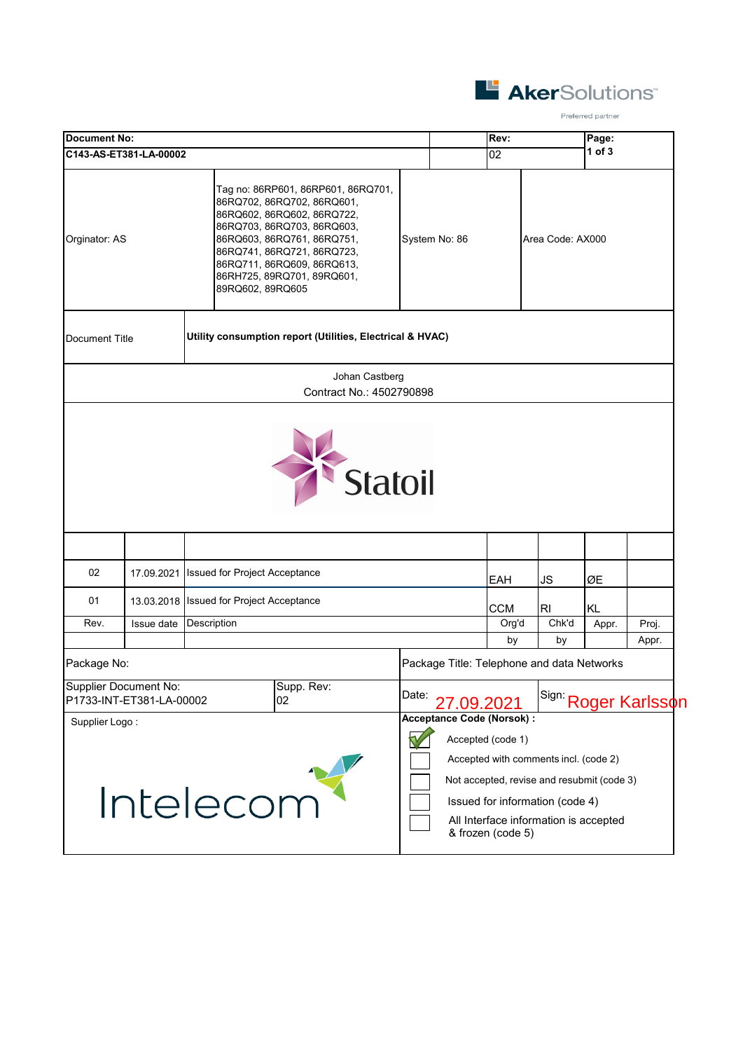AkerSolutions

Preferred partner

| Document No: | | Rev: | Page: |
|---|---|---|---|
| C143-AS-ET381-LA-00002 | | 02 | 1 of 3 |

| Orginator: AS | Tag no: 86RP601, 86RP601, 86RQ701, 86RQ702, 86RQ702, 86RQ601, 86RQ602, 86RQ602, 86RQ722, 86RQ703, 86RQ703, 86RQ603, 86RQ603, 86RQ761, 86RQ751, 86RQ741, 86RQ721, 86RQ723, 86RQ711, 86RQ609, 86RQ613, 86RH725, 89RQ701, 89RQ601, 89RQ602, 89RQ605 | System No: 86 | Area Code: AX000 |
|---|---|---|---|

| Document Title | Utility consumption report (Utilities, Electrical & HVAC) |
|---|---|

Johan Castberg
Contract No.: 4502790898

Statoil

| Rev. | Issue date | Description | Org'd by | Chk'd by | Appr. | Proj. Appr. |
|---|---|---|---|---|---|---|
| 02 | 17.09.2021 | Issued for Project Acceptance | EAH | JS | ØE | |
| 01 | 13.03.2018 | Issued for Project Acceptance | CCM | RI | KL | |

| Package No: | | Package Title: Telephone and data Networks | |
|---|---|---|---|
| Supplier Document No: P1733-INT-ET381-LA-00002 | Supp. Rev: 02 | Date: 27.09.2021 | Sign: Roger Karlsson |

Supplier Logo :

Intelecom

**Acceptance Code (Norsok) :**

- [x] Accepted (code 1)
- [ ] Accepted with comments incl. (code 2)
- [ ] Not accepted, revise and resubmit (code 3)
- [ ] Issued for information (code 4)
- [ ] All Interface information is accepted & frozen (code 5)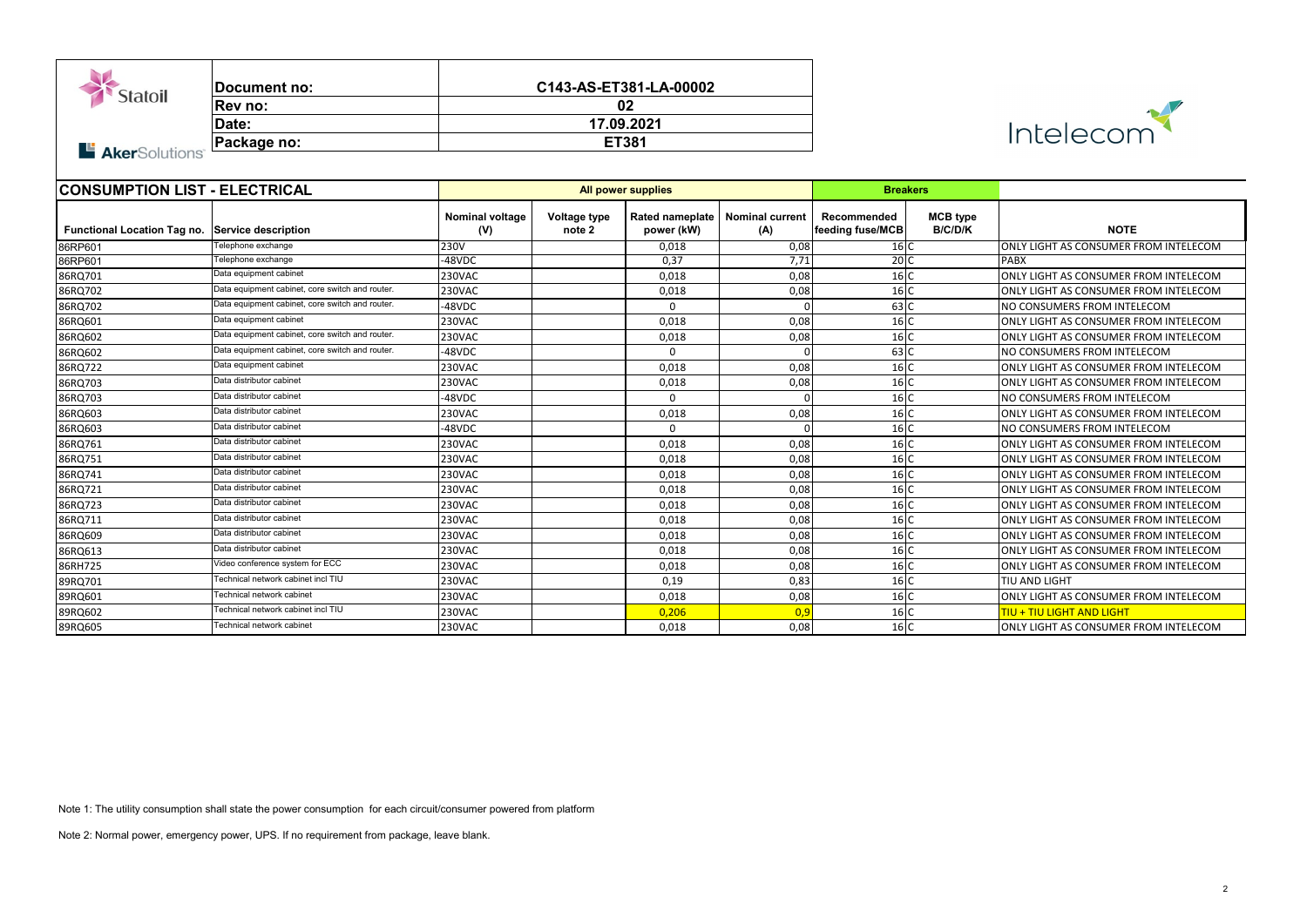| | Document no: | C143-AS-ET381-LA-00002 |
|---|---|---|
| | Rev no: | 02 |
| | Date: | 17.09.2021 |
| | Package no: | ET381 |

## CONSUMPTION LIST - ELECTRICAL

| | | All power supplies | | | | Breakers | | |
|---|---|---|---|---|---|---|---|---|
| **Functional Location Tag no.** | **Service description** | **Nominal voltage (V)** | **Voltage type note 2** | **Rated nameplate power (kW)** | **Nominal current (A)** | **Recommended feeding fuse/MCB** | **MCB type B/C/D/K** | **NOTE** |
| 86RP601 | Telephone exchange | 230V | | 0,018 | 0,08 | 16 | C | ONLY LIGHT AS CONSUMER FROM INTELECOM |
| 86RP601 | Telephone exchange | -48VDC | | 0,37 | 7,71 | 20 | C | PABX |
| 86RQ701 | Data equipment cabinet | 230VAC | | 0,018 | 0,08 | 16 | C | ONLY LIGHT AS CONSUMER FROM INTELECOM |
| 86RQ702 | Data equipment cabinet, core switch and router. | 230VAC | | 0,018 | 0,08 | 16 | C | ONLY LIGHT AS CONSUMER FROM INTELECOM |
| 86RQ702 | Data equipment cabinet, core switch and router. | -48VDC | | 0 | 0 | 63 | C | NO CONSUMERS FROM INTELECOM |
| 86RQ601 | Data equipment cabinet | 230VAC | | 0,018 | 0,08 | 16 | C | ONLY LIGHT AS CONSUMER FROM INTELECOM |
| 86RQ602 | Data equipment cabinet, core switch and router. | 230VAC | | 0,018 | 0,08 | 16 | C | ONLY LIGHT AS CONSUMER FROM INTELECOM |
| 86RQ602 | Data equipment cabinet, core switch and router. | -48VDC | | 0 | 0 | 63 | C | NO CONSUMERS FROM INTELECOM |
| 86RQ722 | Data equipment cabinet | 230VAC | | 0,018 | 0,08 | 16 | C | ONLY LIGHT AS CONSUMER FROM INTELECOM |
| 86RQ703 | Data distributor cabinet | 230VAC | | 0,018 | 0,08 | 16 | C | ONLY LIGHT AS CONSUMER FROM INTELECOM |
| 86RQ703 | Data distributor cabinet | -48VDC | | 0 | 0 | 16 | C | NO CONSUMERS FROM INTELECOM |
| 86RQ603 | Data distributor cabinet | 230VAC | | 0,018 | 0,08 | 16 | C | ONLY LIGHT AS CONSUMER FROM INTELECOM |
| 86RQ603 | Data distributor cabinet | -48VDC | | 0 | 0 | 16 | C | NO CONSUMERS FROM INTELECOM |
| 86RQ761 | Data distributor cabinet | 230VAC | | 0,018 | 0,08 | 16 | C | ONLY LIGHT AS CONSUMER FROM INTELECOM |
| 86RQ751 | Data distributor cabinet | 230VAC | | 0,018 | 0,08 | 16 | C | ONLY LIGHT AS CONSUMER FROM INTELECOM |
| 86RQ741 | Data distributor cabinet | 230VAC | | 0,018 | 0,08 | 16 | C | ONLY LIGHT AS CONSUMER FROM INTELECOM |
| 86RQ721 | Data distributor cabinet | 230VAC | | 0,018 | 0,08 | 16 | C | ONLY LIGHT AS CONSUMER FROM INTELECOM |
| 86RQ723 | Data distributor cabinet | 230VAC | | 0,018 | 0,08 | 16 | C | ONLY LIGHT AS CONSUMER FROM INTELECOM |
| 86RQ711 | Data distributor cabinet | 230VAC | | 0,018 | 0,08 | 16 | C | ONLY LIGHT AS CONSUMER FROM INTELECOM |
| 86RQ609 | Data distributor cabinet | 230VAC | | 0,018 | 0,08 | 16 | C | ONLY LIGHT AS CONSUMER FROM INTELECOM |
| 86RQ613 | Data distributor cabinet | 230VAC | | 0,018 | 0,08 | 16 | C | ONLY LIGHT AS CONSUMER FROM INTELECOM |
| 86RH725 | Video conference system for ECC | 230VAC | | 0,018 | 0,08 | 16 | C | ONLY LIGHT AS CONSUMER FROM INTELECOM |
| 89RQ701 | Technical network cabinet incl TIU | 230VAC | | 0,19 | 0,83 | 16 | C | TIU AND LIGHT |
| 89RQ601 | Technical network cabinet | 230VAC | | 0,018 | 0,08 | 16 | C | ONLY LIGHT AS CONSUMER FROM INTELECOM |
| 89RQ602 | Technical network cabinet incl TIU | 230VAC | | 0,206 | 0,9 | 16 | C | TIU + TIU LIGHT AND LIGHT |
| 89RQ605 | Technical network cabinet | 230VAC | | 0,018 | 0,08 | 16 | C | ONLY LIGHT AS CONSUMER FROM INTELECOM |

Note 1: The utility consumption shall state the power consumption for each circuit/consumer powered from platform

Note 2: Normal power, emergency power, UPS. If no requirement from package, leave blank.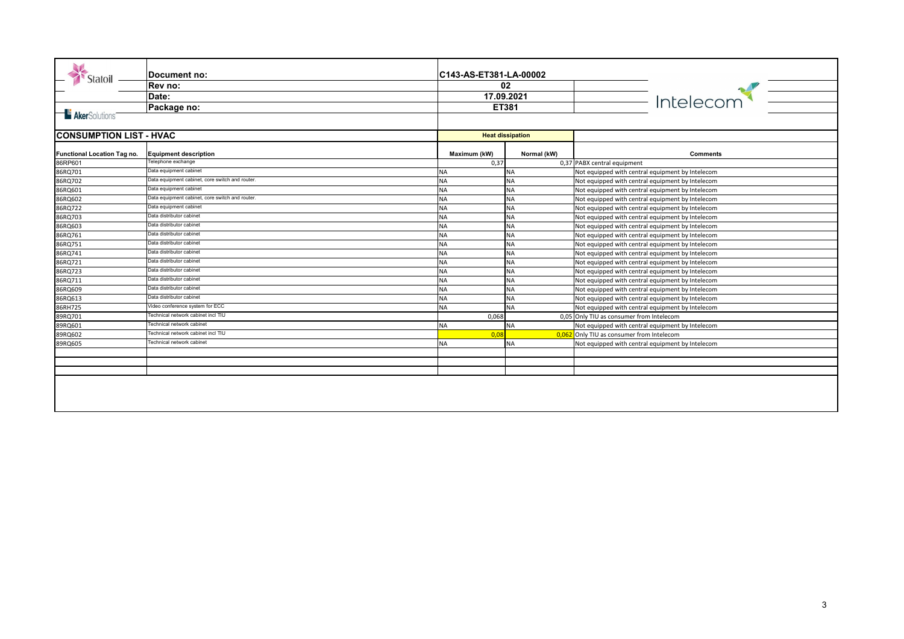| Statoil / AkerSolutions | Document no: | C143-AS-ET381-LA-00002 | | Intelecom |
|---|---|---|---|---|
| | Rev no: | 02 | | |
| | Date: | 17.09.2021 | | |
| | Package no: | ET381 | | |

## CONSUMPTION LIST - HVAC

| Functional Location Tag no. | Equipment description | Heat dissipation Maximum (kW) | Heat dissipation Normal (kW) | Comments |
|---|---|---|---|---|
| 86RP601 | Telephone exchange | 0,37 | 0,37 | PABX central equipment |
| 86RQ701 | Data equipment cabinet | NA | NA | Not equipped with central equipment by Intelecom |
| 86RQ702 | Data equipment cabinet, core switch and router. | NA | NA | Not equipped with central equipment by Intelecom |
| 86RQ601 | Data equipment cabinet | NA | NA | Not equipped with central equipment by Intelecom |
| 86RQ602 | Data equipment cabinet, core switch and router. | NA | NA | Not equipped with central equipment by Intelecom |
| 86RQ722 | Data equipment cabinet | NA | NA | Not equipped with central equipment by Intelecom |
| 86RQ703 | Data distributor cabinet | NA | NA | Not equipped with central equipment by Intelecom |
| 86RQ603 | Data distributor cabinet | NA | NA | Not equipped with central equipment by Intelecom |
| 86RQ761 | Data distributor cabinet | NA | NA | Not equipped with central equipment by Intelecom |
| 86RQ751 | Data distributor cabinet | NA | NA | Not equipped with central equipment by Intelecom |
| 86RQ741 | Data distributor cabinet | NA | NA | Not equipped with central equipment by Intelecom |
| 86RQ721 | Data distributor cabinet | NA | NA | Not equipped with central equipment by Intelecom |
| 86RQ723 | Data distributor cabinet | NA | NA | Not equipped with central equipment by Intelecom |
| 86RQ711 | Data distributor cabinet | NA | NA | Not equipped with central equipment by Intelecom |
| 86RQ609 | Data distributor cabinet | NA | NA | Not equipped with central equipment by Intelecom |
| 86RQ613 | Data distributor cabinet | NA | NA | Not equipped with central equipment by Intelecom |
| 86RH725 | Video conference system for ECC | NA | NA | Not equipped with central equipment by Intelecom |
| 89RQ701 | Technical network cabinet incl TIU | 0,068 | 0,05 | Only TIU as consumer from Intelecom |
| 89RQ601 | Technical network cabinet | NA | NA | Not equipped with central equipment by Intelecom |
| 89RQ602 | Technical network cabinet incl TIU | 0,08 | 0,062 | Only TIU as consumer from Intelecom |
| 89RQ605 | Technical network cabinet | NA | NA | Not equipped with central equipment by Intelecom |